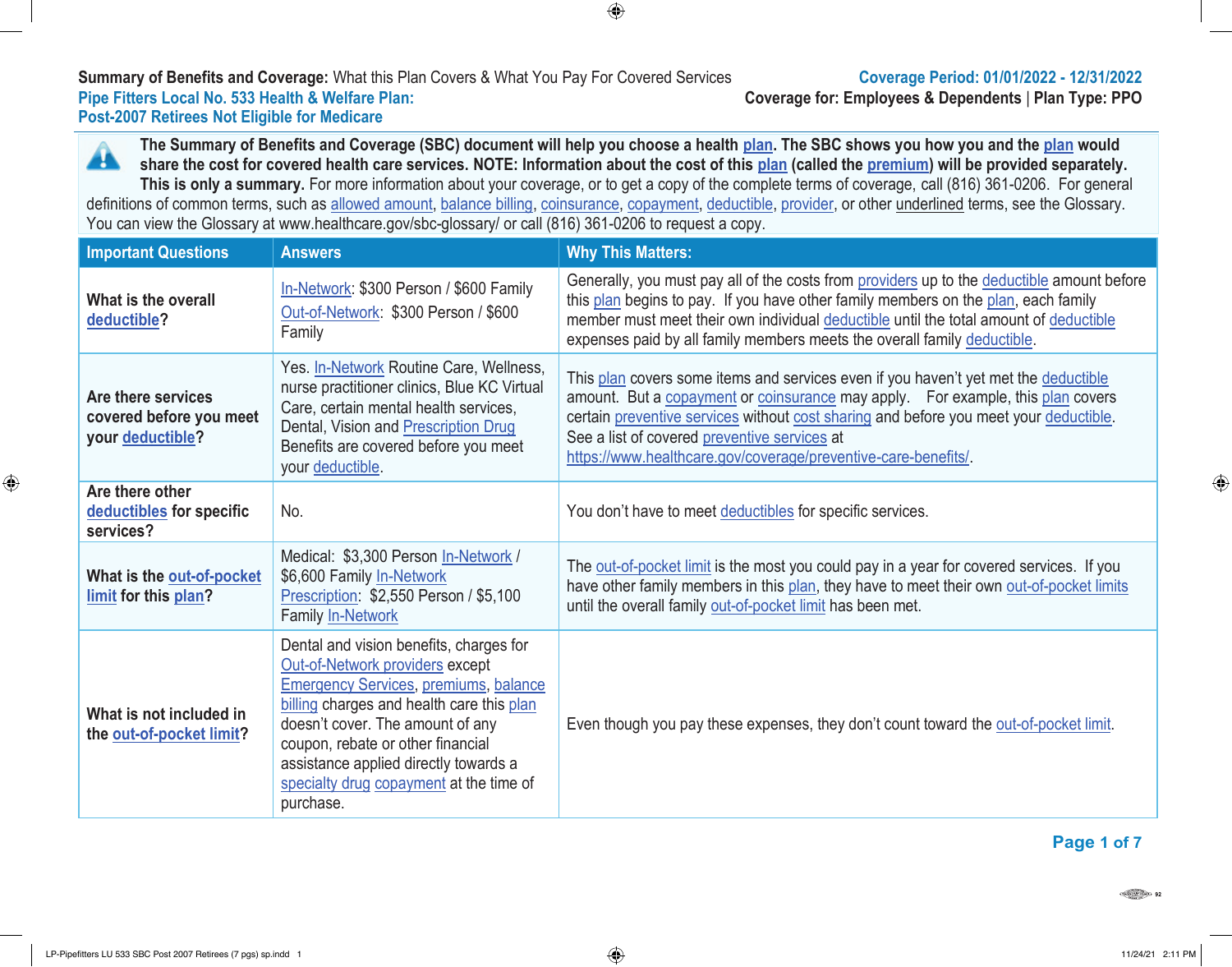**Summary of Benefits and Coverage:** What this Plan Covers & What You Pay For Covered Services

**Coverage Period: 01/01/2022 - 12/31/2022**

**Pipe Fitters Local No. 533 Health & Welfare Plan: Post-2007 Retirees Not Eligible for Medicare**

**Coverage for: Employees & Dependents | Plan Type: PPO**

**The Summary of Benefits and Coverage (SBC) document will help you choose a health plan. The SBC shows you how you and the plan would share the cost for covered health care services. NOTE: Information about the cost of this plan (called the premium) will be provided separately. This is only a summary.** For more information about your coverage, or to get a copy of the complete terms of coverage, call (816) 361-0206. For general definitions of common terms, such as allowed amount, balance billing, coinsurance, copayment, deductible, provider, or other underlined terms, see the Glossary. You can view the Glossary at www.healthcare.gov/sbc-glossary/ or call (816) 361-0206 to request a copy.

| Important Questions | Answers | Why This Matters: |
|---|---|---|
| **What is the overall deductible?** | In-Network: $300 Person / $600 Family<br>Out-of-Network: $300 Person / $600 Family | Generally, you must pay all of the costs from providers up to the deductible amount before this plan begins to pay. If you have other family members on the plan, each family member must meet their own individual deductible until the total amount of deductible expenses paid by all family members meets the overall family deductible. |
| **Are there services covered before you meet your deductible?** | Yes. In-Network Routine Care, Wellness, nurse practitioner clinics, Blue KC Virtual Care, certain mental health services, Dental, Vision and Prescription Drug Benefits are covered before you meet your deductible. | This plan covers some items and services even if you haven't yet met the deductible amount. But a copayment or coinsurance may apply. For example, this plan covers certain preventive services without cost sharing and before you meet your deductible. See a list of covered preventive services at https://www.healthcare.gov/coverage/preventive-care-benefits/. |
| **Are there other deductibles for specific services?** | No. | You don't have to meet deductibles for specific services. |
| **What is the out-of-pocket limit for this plan?** | Medical: $3,300 Person In-Network / $6,600 Family In-Network<br>Prescription: $2,550 Person / $5,100 Family In-Network | The out-of-pocket limit is the most you could pay in a year for covered services. If you have other family members in this plan, they have to meet their own out-of-pocket limits until the overall family out-of-pocket limit has been met. |
| **What is not included in the out-of-pocket limit?** | Dental and vision benefits, charges for Out-of-Network providers except Emergency Services, premiums, balance billing charges and health care this plan doesn't cover. The amount of any coupon, rebate or other financial assistance applied directly towards a specialty drug copayment at the time of purchase. | Even though you pay these expenses, they don't count toward the out-of-pocket limit. |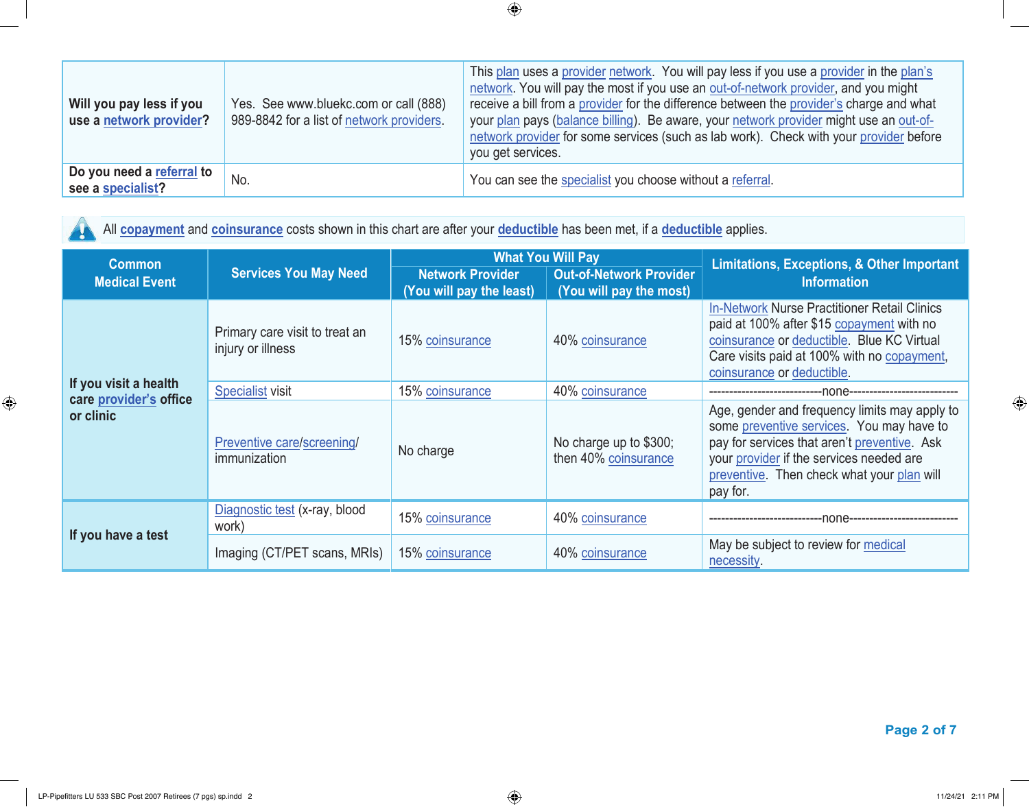| | | |
|---|---|---|
| **Will you pay less if you use a network provider?** | Yes. See www.bluekc.com or call (888) 989-8842 for a list of network providers. | This plan uses a provider network. You will pay less if you use a provider in the plan's network. You will pay the most if you use an out-of-network provider, and you might receive a bill from a provider for the difference between the provider's charge and what your plan pays (balance billing). Be aware, your network provider might use an out-of-network provider for some services (such as lab work). Check with your provider before you get services. |
| **Do you need a referral to see a specialist?** | No. | You can see the specialist you choose without a referral. |

All **copayment** and **coinsurance** costs shown in this chart are after your **deductible** has been met, if a **deductible** applies.

| Common Medical Event | Services You May Need | What You Will Pay | | Limitations, Exceptions, & Other Important Information |
|---|---|---|---|---|
| | | Network Provider (You will pay the least) | Out-of-Network Provider (You will pay the most) | |
| **If you visit a health care provider's office or clinic** | Primary care visit to treat an injury or illness | 15% coinsurance | 40% coinsurance | In-Network Nurse Practitioner Retail Clinics paid at 100% after $15 copayment with no coinsurance or deductible. Blue KC Virtual Care visits paid at 100% with no copayment, coinsurance or deductible. |
| | Specialist visit | 15% coinsurance | 40% coinsurance | ---------------------------none--------------------------- |
| | Preventive care/screening/ immunization | No charge | No charge up to $300; then 40% coinsurance | Age, gender and frequency limits may apply to some preventive services. You may have to pay for services that aren't preventive. Ask your provider if the services needed are preventive. Then check what your plan will pay for. |
| **If you have a test** | Diagnostic test (x-ray, blood work) | 15% coinsurance | 40% coinsurance | ---------------------------none--------------------------- |
| | Imaging (CT/PET scans, MRIs) | 15% coinsurance | 40% coinsurance | May be subject to review for medical necessity. |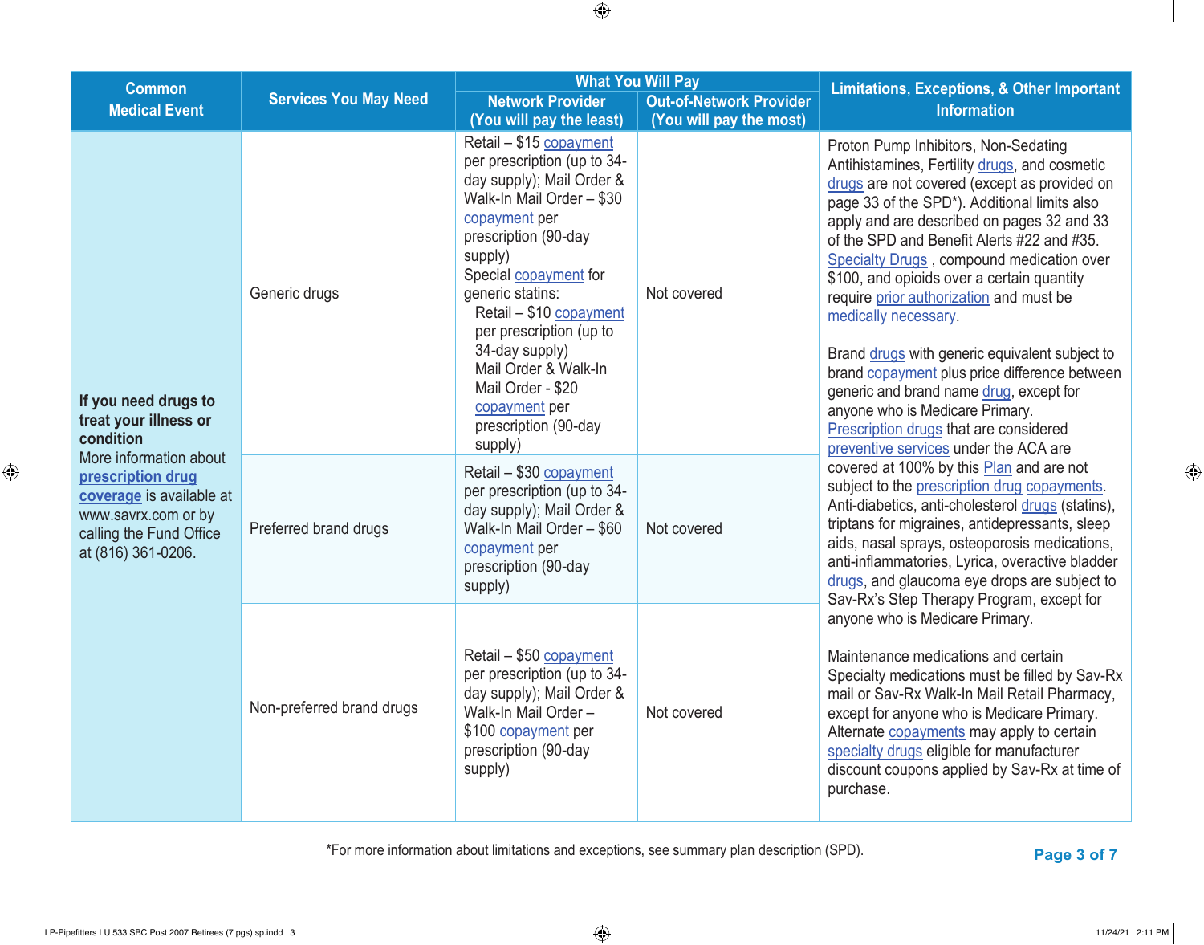| Common Medical Event | Services You May Need | What You Will Pay | | Limitations, Exceptions, & Other Important Information |
|---|---|---|---|---|
| | | Network Provider (You will pay the least) | Out-of-Network Provider (You will pay the most) | |
| **If you need drugs to treat your illness or condition** More information about **prescription drug coverage** is available at www.savrx.com or by calling the Fund Office at (816) 361-0206. | Generic drugs | Retail – $15 copayment per prescription (up to 34-day supply); Mail Order & Walk-In Mail Order – $30 copayment per prescription (90-day supply) Special copayment for generic statins: Retail – $10 copayment per prescription (up to 34-day supply) Mail Order & Walk-In Mail Order - $20 copayment per prescription (90-day supply) | Not covered | Proton Pump Inhibitors, Non-Sedating Antihistamines, Fertility drugs, and cosmetic drugs are not covered (except as provided on page 33 of the SPD*). Additional limits also apply and are described on pages 32 and 33 of the SPD and Benefit Alerts #22 and #35. Specialty Drugs , compound medication over $100, and opioids over a certain quantity require prior authorization and must be medically necessary. Brand drugs with generic equivalent subject to brand copayment plus price difference between generic and brand name drug, except for anyone who is Medicare Primary. Prescription drugs that are considered preventive services under the ACA are covered at 100% by this Plan and are not subject to the prescription drug copayments. Anti-diabetics, anti-cholesterol drugs (statins), triptans for migraines, antidepressants, sleep aids, nasal sprays, osteoporosis medications, anti-inflammatories, Lyrica, overactive bladder drugs, and glaucoma eye drops are subject to Sav-Rx's Step Therapy Program, except for anyone who is Medicare Primary. Maintenance medications and certain Specialty medications must be filled by Sav-Rx mail or Sav-Rx Walk-In Mail Retail Pharmacy, except for anyone who is Medicare Primary. Alternate copayments may apply to certain specialty drugs eligible for manufacturer discount coupons applied by Sav-Rx at time of purchase. |
| | Preferred brand drugs | Retail – $30 copayment per prescription (up to 34-day supply); Mail Order & Walk-In Mail Order – $60 copayment per prescription (90-day supply) | Not covered | |
| | Non-preferred brand drugs | Retail – $50 copayment per prescription (up to 34-day supply); Mail Order & Walk-In Mail Order – $100 copayment per prescription (90-day supply) | Not covered | |

*For more information about limitations and exceptions, see summary plan description (SPD).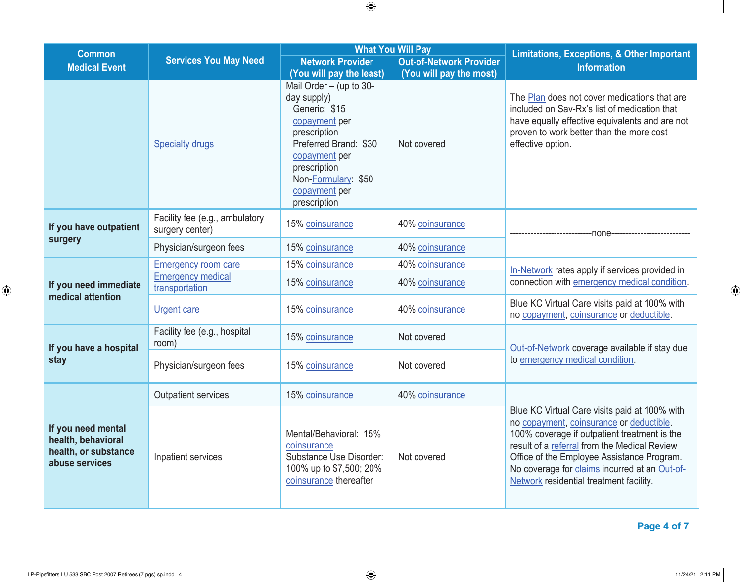| Common Medical Event | Services You May Need | What You Will Pay | | Limitations, Exceptions, & Other Important Information |
|---|---|---|---|---|
| | | Network Provider (You will pay the least) | Out-of-Network Provider (You will pay the most) | |
| | Specialty drugs | Mail Order – (up to 30-day supply)<br>Generic: $15 copayment per prescription<br>Preferred Brand: $30 copayment per prescription<br>Non-Formulary: $50 copayment per prescription | Not covered | The Plan does not cover medications that are included on Sav-Rx's list of medication that have equally effective equivalents and are not proven to work better than the more cost effective option. |
| If you have outpatient surgery | Facility fee (e.g., ambulatory surgery center) | 15% coinsurance | 40% coinsurance | ---------------------------none-------------------------- |
| | Physician/surgeon fees | 15% coinsurance | 40% coinsurance | |
| If you need immediate medical attention | Emergency room care | 15% coinsurance | 40% coinsurance | In-Network rates apply if services provided in connection with emergency medical condition. |
| | Emergency medical transportation | 15% coinsurance | 40% coinsurance | |
| | Urgent care | 15% coinsurance | 40% coinsurance | Blue KC Virtual Care visits paid at 100% with no copayment, coinsurance or deductible. |
| If you have a hospital stay | Facility fee (e.g., hospital room) | 15% coinsurance | Not covered | Out-of-Network coverage available if stay due to emergency medical condition. |
| | Physician/surgeon fees | 15% coinsurance | Not covered | |
| If you need mental health, behavioral health, or substance abuse services | Outpatient services | 15% coinsurance | 40% coinsurance | Blue KC Virtual Care visits paid at 100% with no copayment, coinsurance or deductible.<br>100% coverage if outpatient treatment is the result of a referral from the Medical Review Office of the Employee Assistance Program.<br>No coverage for claims incurred at an Out-of-Network residential treatment facility. |
| | Inpatient services | Mental/Behavioral: 15% coinsurance<br>Substance Use Disorder: 100% up to $7,500; 20% coinsurance thereafter | Not covered | |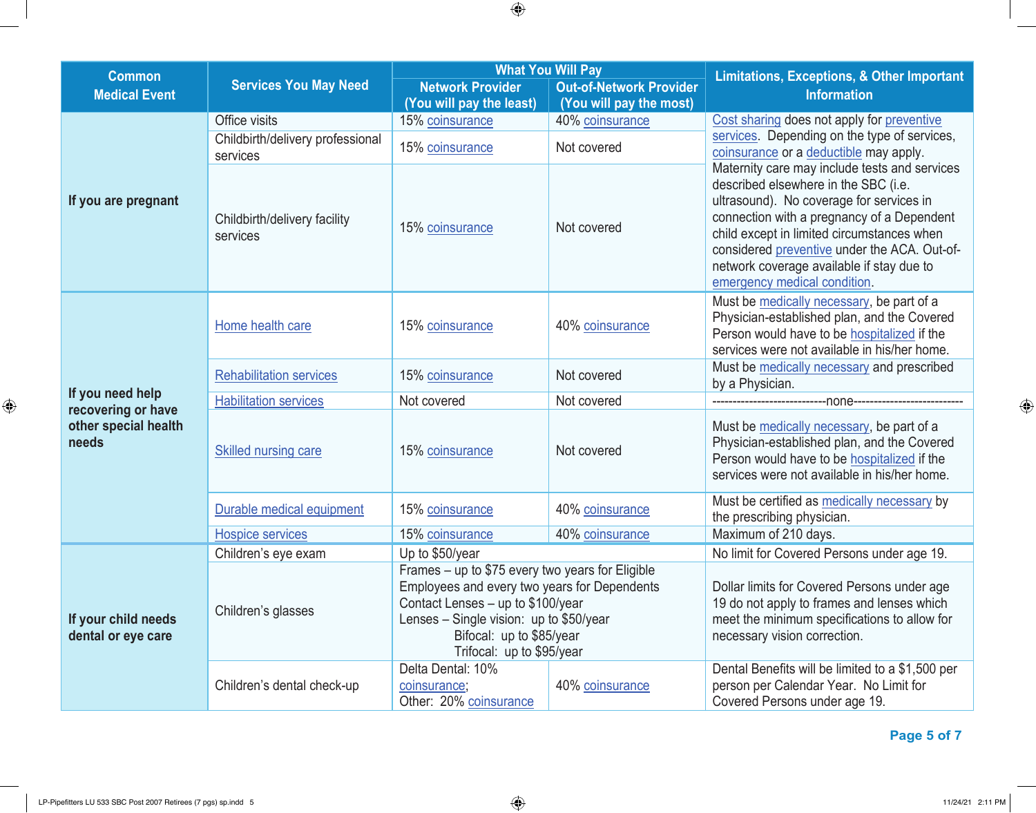| Common Medical Event | Services You May Need | What You Will Pay | | Limitations, Exceptions, & Other Important Information |
|---|---|---|---|---|
| | | Network Provider (You will pay the least) | Out-of-Network Provider (You will pay the most) | |
| If you are pregnant | Office visits | 15% coinsurance | 40% coinsurance | Cost sharing does not apply for preventive services. Depending on the type of services, coinsurance or a deductible may apply. Maternity care may include tests and services described elsewhere in the SBC (i.e. ultrasound). No coverage for services in connection with a pregnancy of a Dependent child except in limited circumstances when considered preventive under the ACA. Out-of-network coverage available if stay due to emergency medical condition. |
| | Childbirth/delivery professional services | 15% coinsurance | Not covered | |
| | Childbirth/delivery facility services | 15% coinsurance | Not covered | |
| If you need help recovering or have other special health needs | Home health care | 15% coinsurance | 40% coinsurance | Must be medically necessary, be part of a Physician-established plan, and the Covered Person would have to be hospitalized if the services were not available in his/her home. |
| | Rehabilitation services | 15% coinsurance | Not covered | Must be medically necessary and prescribed by a Physician. |
| | Habilitation services | Not covered | Not covered | ---------------------------none-------------------------- |
| | Skilled nursing care | 15% coinsurance | Not covered | Must be medically necessary, be part of a Physician-established plan, and the Covered Person would have to be hospitalized if the services were not available in his/her home. |
| | Durable medical equipment | 15% coinsurance | 40% coinsurance | Must be certified as medically necessary by the prescribing physician. |
| | Hospice services | 15% coinsurance | 40% coinsurance | Maximum of 210 days. |
| If your child needs dental or eye care | Children's eye exam | Up to $50/year | | No limit for Covered Persons under age 19. |
| | Children's glasses | Frames – up to $75 every two years for Eligible Employees and every two years for Dependents<br>Contact Lenses – up to $100/year<br>Lenses – Single vision: up to $50/year<br>Bifocal: up to $85/year<br>Trifocal: up to $95/year | | Dollar limits for Covered Persons under age 19 do not apply to frames and lenses which meet the minimum specifications to allow for necessary vision correction. |
| | Children's dental check-up | Delta Dental: 10% coinsurance;<br>Other: 20% coinsurance | 40% coinsurance | Dental Benefits will be limited to a $1,500 per person per Calendar Year. No Limit for Covered Persons under age 19. |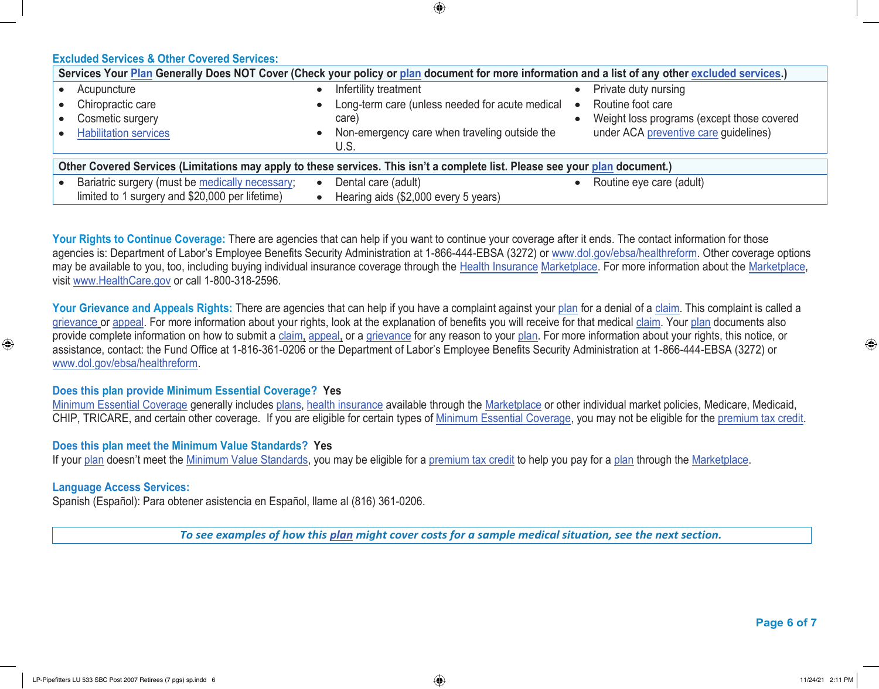## Excluded Services & Other Covered Services:

| Services Your Plan Generally Does NOT Cover (Check your policy or plan document for more information and a list of any other excluded services.) | | |
|---|---|---|
| • Acupuncture<br>• Chiropractic care<br>• Cosmetic surgery<br>• Habilitation services | • Infertility treatment<br>• Long-term care (unless needed for acute medical care)<br>• Non-emergency care when traveling outside the U.S. | • Private duty nursing<br>• Routine foot care<br>• Weight loss programs (except those covered under ACA preventive care guidelines) |

| Other Covered Services (Limitations may apply to these services. This isn't a complete list. Please see your plan document.) | | |
|---|---|---|
| • Bariatric surgery (must be medically necessary; limited to 1 surgery and $20,000 per lifetime) | • Dental care (adult)<br>• Hearing aids ($2,000 every 5 years) | • Routine eye care (adult) |

**Your Rights to Continue Coverage:** There are agencies that can help if you want to continue your coverage after it ends. The contact information for those agencies is: Department of Labor's Employee Benefits Security Administration at 1-866-444-EBSA (3272) or www.dol.gov/ebsa/healthreform. Other coverage options may be available to you, too, including buying individual insurance coverage through the Health Insurance Marketplace. For more information about the Marketplace, visit www.HealthCare.gov or call 1-800-318-2596.

**Your Grievance and Appeals Rights:** There are agencies that can help if you have a complaint against your plan for a denial of a claim. This complaint is called a grievance or appeal. For more information about your rights, look at the explanation of benefits you will receive for that medical claim. Your plan documents also provide complete information on how to submit a claim, appeal, or a grievance for any reason to your plan. For more information about your rights, this notice, or assistance, contact: the Fund Office at 1-816-361-0206 or the Department of Labor's Employee Benefits Security Administration at 1-866-444-EBSA (3272) or www.dol.gov/ebsa/healthreform.

**Does this plan provide Minimum Essential Coverage? Yes**

Minimum Essential Coverage generally includes plans, health insurance available through the Marketplace or other individual market policies, Medicare, Medicaid, CHIP, TRICARE, and certain other coverage. If you are eligible for certain types of Minimum Essential Coverage, you may not be eligible for the premium tax credit.

**Does this plan meet the Minimum Value Standards? Yes**

If your plan doesn't meet the Minimum Value Standards, you may be eligible for a premium tax credit to help you pay for a plan through the Marketplace.

**Language Access Services:**

Spanish (Español): Para obtener asistencia en Español, llame al (816) 361-0206.

***To see examples of how this plan might cover costs for a sample medical situation, see the next section.***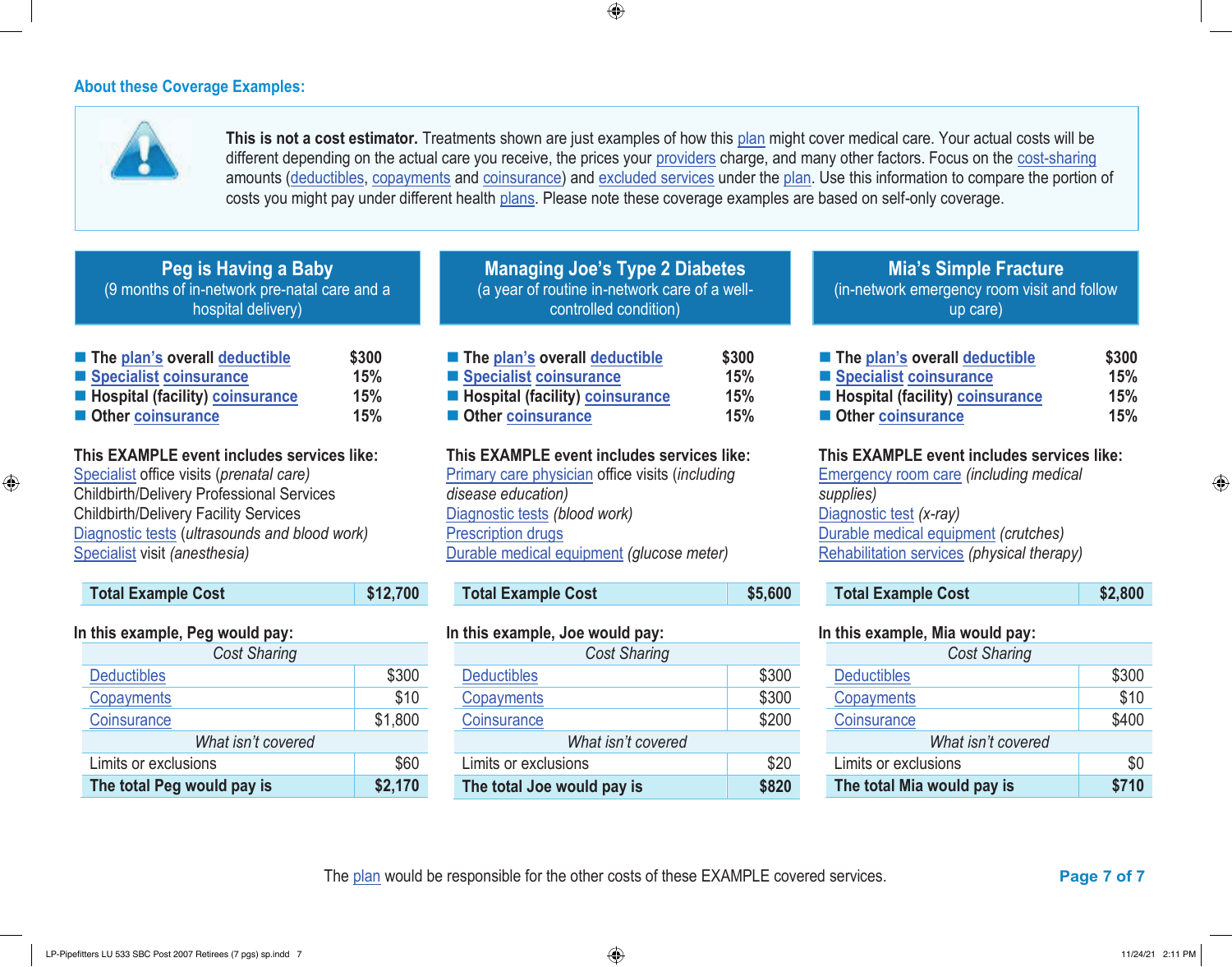## About these Coverage Examples:

**This is not a cost estimator.** Treatments shown are just examples of how this plan might cover medical care. Your actual costs will be different depending on the actual care you receive, the prices your providers charge, and many other factors. Focus on the cost-sharing amounts (deductibles, copayments and coinsurance) and excluded services under the plan. Use this information to compare the portion of costs you might pay under different health plans. Please note these coverage examples are based on self-only coverage.

### Peg is Having a Baby
(9 months of in-network pre-natal care and a hospital delivery)

| | |
|---|---|
| ■ **The plan's overall deductible** | **$300** |
| ■ **Specialist coinsurance** | **15%** |
| ■ **Hospital (facility) coinsurance** | **15%** |
| ■ **Other coinsurance** | **15%** |

**This EXAMPLE event includes services like:**
Specialist office visits (*prenatal care*)
Childbirth/Delivery Professional Services
Childbirth/Delivery Facility Services
Diagnostic tests (*ultrasounds and blood work*)
Specialist visit *(anesthesia)*

| **Total Example Cost** | **$12,700** |
|---|---|

**In this example, Peg would pay:**

| *Cost Sharing* | |
|---|---|
| Deductibles | $300 |
| Copayments | $10 |
| Coinsurance | $1,800 |
| *What isn't covered* | |
| Limits or exclusions | $60 |
| **The total Peg would pay is** | **$2,170** |

### Managing Joe's Type 2 Diabetes
(a year of routine in-network care of a well-controlled condition)

| | |
|---|---|
| ■ **The plan's overall deductible** | **$300** |
| ■ **Specialist coinsurance** | **15%** |
| ■ **Hospital (facility) coinsurance** | **15%** |
| ■ **Other coinsurance** | **15%** |

**This EXAMPLE event includes services like:**
Primary care physician office visits (*including disease education)*
Diagnostic tests *(blood work)*
Prescription drugs
Durable medical equipment *(glucose meter)*

| **Total Example Cost** | **$5,600** |
|---|---|

**In this example, Joe would pay:**

| *Cost Sharing* | |
|---|---|
| Deductibles | $300 |
| Copayments | $300 |
| Coinsurance | $200 |
| *What isn't covered* | |
| Limits or exclusions | $20 |
| **The total Joe would pay is** | **$820** |

### Mia's Simple Fracture
(in-network emergency room visit and follow up care)

| | |
|---|---|
| ■ **The plan's overall deductible** | **$300** |
| ■ **Specialist coinsurance** | **15%** |
| ■ **Hospital (facility) coinsurance** | **15%** |
| ■ **Other coinsurance** | **15%** |

**This EXAMPLE event includes services like:**
Emergency room care *(including medical supplies)*
Diagnostic test *(x-ray)*
Durable medical equipment *(crutches)*
Rehabilitation services *(physical therapy)*

| **Total Example Cost** | **$2,800** |
|---|---|

**In this example, Mia would pay:**

| *Cost Sharing* | |
|---|---|
| Deductibles | $300 |
| Copayments | $10 |
| Coinsurance | $400 |
| *What isn't covered* | |
| Limits or exclusions | $0 |
| **The total Mia would pay is** | **$710** |

The plan would be responsible for the other costs of these EXAMPLE covered services.